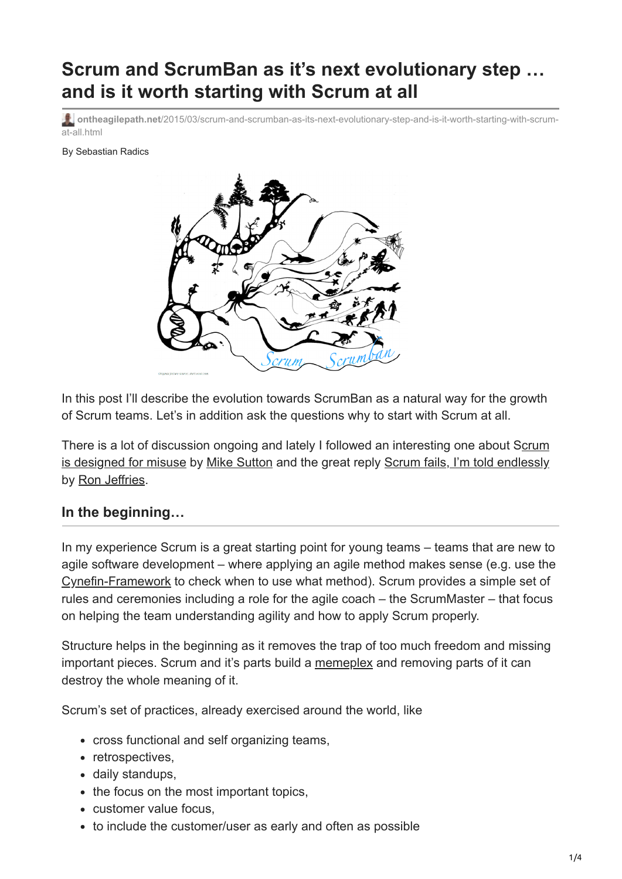# Scrum and ScrumBan as it's next evolutionary step … and is it worth starting with Scrum at all

ontheagilepath.net/2015/03/scrum-and-scrumban-as-its-next-evolutionary-step-and-is-it-worth-starting-with-scrum-at-all.html

By Sebastian Radics

In this post I'll describe the evolution towards ScrumBan as a natural way for the growth of Scrum teams. Let's in addition ask the questions why to start with Scrum at all.

There is a lot of discussion ongoing and lately I followed an interesting one about Scrum is designed for misuse by Mike Sutton and the great reply Scrum fails, I'm told endlessly by Ron Jeffries.

## In the beginning…

In my experience Scrum is a great starting point for young teams – teams that are new to agile software development – where applying an agile method makes sense (e.g. use the Cynefin-Framework to check when to use what method). Scrum provides a simple set of rules and ceremonies including a role for the agile coach – the ScrumMaster – that focus on helping the team understanding agility and how to apply Scrum properly.

Structure helps in the beginning as it removes the trap of too much freedom and missing important pieces. Scrum and it's parts build a memeplex and removing parts of it can destroy the whole meaning of it.

Scrum's set of practices, already exercised around the world, like

- cross functional and self organizing teams,
- retrospectives,
- daily standups,
- the focus on the most important topics,
- customer value focus,
- to include the customer/user as early and often as possible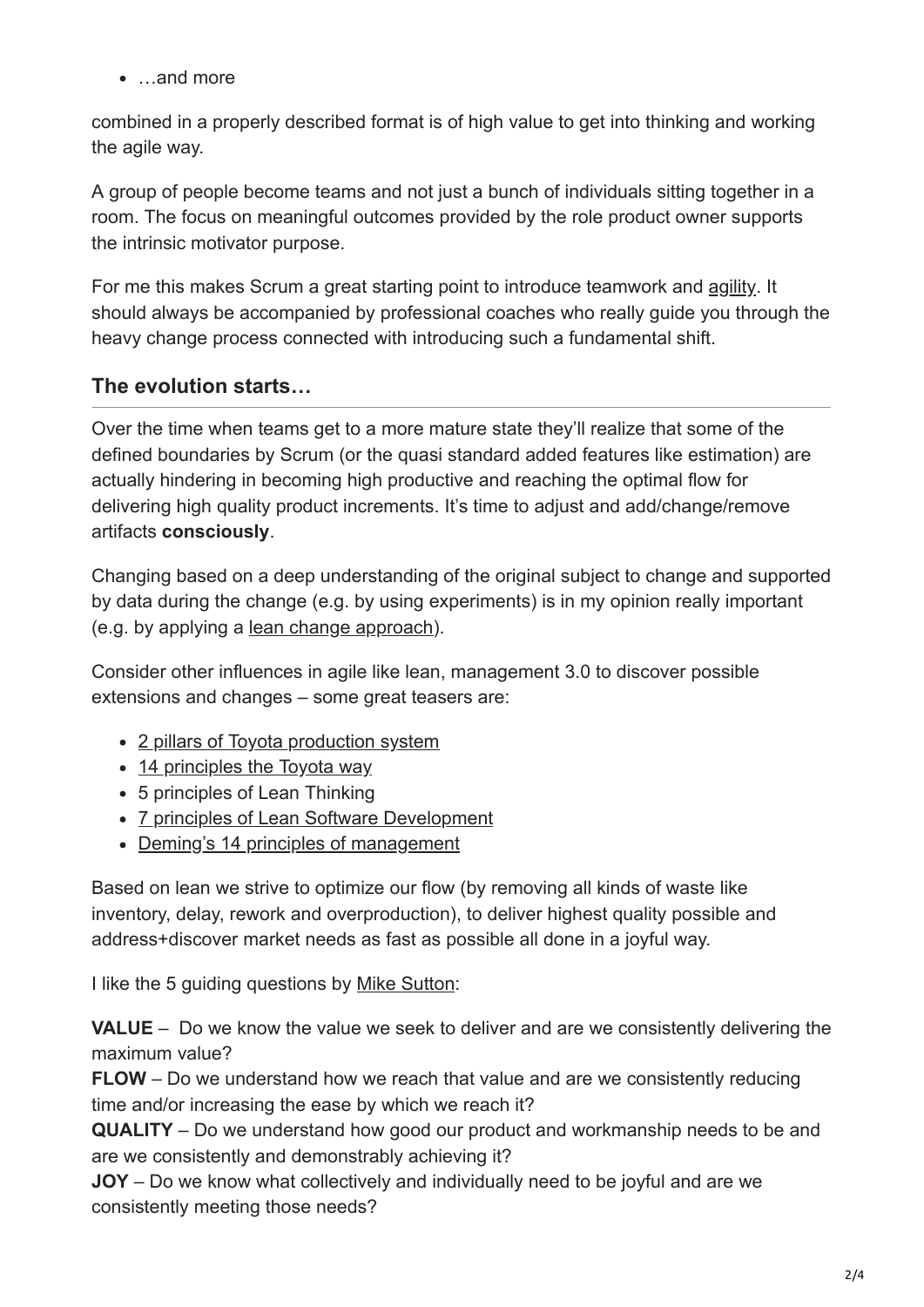- …and more

combined in a properly described format is of high value to get into thinking and working the agile way.

A group of people become teams and not just a bunch of individuals sitting together in a room. The focus on meaningful outcomes provided by the role product owner supports the intrinsic motivator purpose.

For me this makes Scrum a great starting point to introduce teamwork and agility. It should always be accompanied by professional coaches who really guide you through the heavy change process connected with introducing such a fundamental shift.

## The evolution starts…

Over the time when teams get to a more mature state they'll realize that some of the defined boundaries by Scrum (or the quasi standard added features like estimation) are actually hindering in becoming high productive and reaching the optimal flow for delivering high quality product increments. It's time to adjust and add/change/remove artifacts **consciously**.

Changing based on a deep understanding of the original subject to change and supported by data during the change (e.g. by using experiments) is in my opinion really important (e.g. by applying a lean change approach).

Consider other influences in agile like lean, management 3.0 to discover possible extensions and changes – some great teasers are:

- 2 pillars of Toyota production system
- 14 principles the Toyota way
- 5 principles of Lean Thinking
- 7 principles of Lean Software Development
- Deming's 14 principles of management

Based on lean we strive to optimize our flow (by removing all kinds of waste like inventory, delay, rework and overproduction), to deliver highest quality possible and address+discover market needs as fast as possible all done in a joyful way.

I like the 5 guiding questions by Mike Sutton:

**VALUE** – Do we know the value we seek to deliver and are we consistently delivering the maximum value?
**FLOW** – Do we understand how we reach that value and are we consistently reducing time and/or increasing the ease by which we reach it?
**QUALITY** – Do we understand how good our product and workmanship needs to be and are we consistently and demonstrably achieving it?
**JOY** – Do we know what collectively and individually need to be joyful and are we consistently meeting those needs?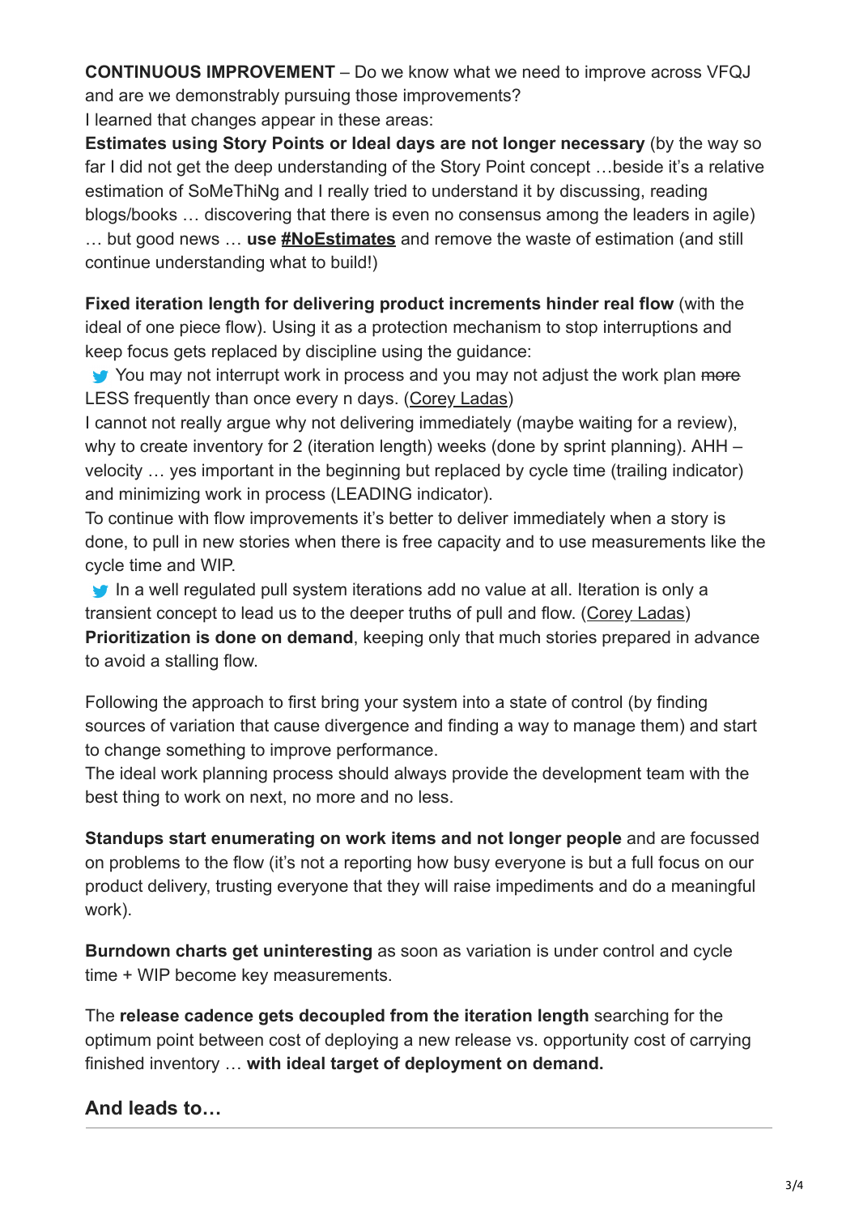**CONTINUOUS IMPROVEMENT** – Do we know what we need to improve across VFQJ and are we demonstrably pursuing those improvements?
I learned that changes appear in these areas:

**Estimates using Story Points or Ideal days are not longer necessary** (by the way so far I did not get the deep understanding of the Story Point concept …beside it's a relative estimation of SoMeThiNg and I really tried to understand it by discussing, reading blogs/books … discovering that there is even no consensus among the leaders in agile) … but good news … **use [#NoEstimates](#)** and remove the waste of estimation (and still continue understanding what to build!)

**Fixed iteration length for delivering product increments hinder real flow** (with the ideal of one piece flow). Using it as a protection mechanism to stop interruptions and keep focus gets replaced by discipline using the guidance:

You may not interrupt work in process and you may not adjust the work plan ~~more~~ LESS frequently than once every n days. ([Corey Ladas](#))

I cannot not really argue why not delivering immediately (maybe waiting for a review), why to create inventory for 2 (iteration length) weeks (done by sprint planning). AHH – velocity … yes important in the beginning but replaced by cycle time (trailing indicator) and minimizing work in process (LEADING indicator).

To continue with flow improvements it's better to deliver immediately when a story is done, to pull in new stories when there is free capacity and to use measurements like the cycle time and WIP.

In a well regulated pull system iterations add no value at all. Iteration is only a transient concept to lead us to the deeper truths of pull and flow. ([Corey Ladas](#))

**Prioritization is done on demand**, keeping only that much stories prepared in advance to avoid a stalling flow.

Following the approach to first bring your system into a state of control (by finding sources of variation that cause divergence and finding a way to manage them) and start to change something to improve performance.

The ideal work planning process should always provide the development team with the best thing to work on next, no more and no less.

**Standups start enumerating on work items and not longer people** and are focussed on problems to the flow (it's not a reporting how busy everyone is but a full focus on our product delivery, trusting everyone that they will raise impediments and do a meaningful work).

**Burndown charts get uninteresting** as soon as variation is under control and cycle time + WIP become key measurements.

The **release cadence gets decoupled from the iteration length** searching for the optimum point between cost of deploying a new release vs. opportunity cost of carrying finished inventory … **with ideal target of deployment on demand.**

## And leads to…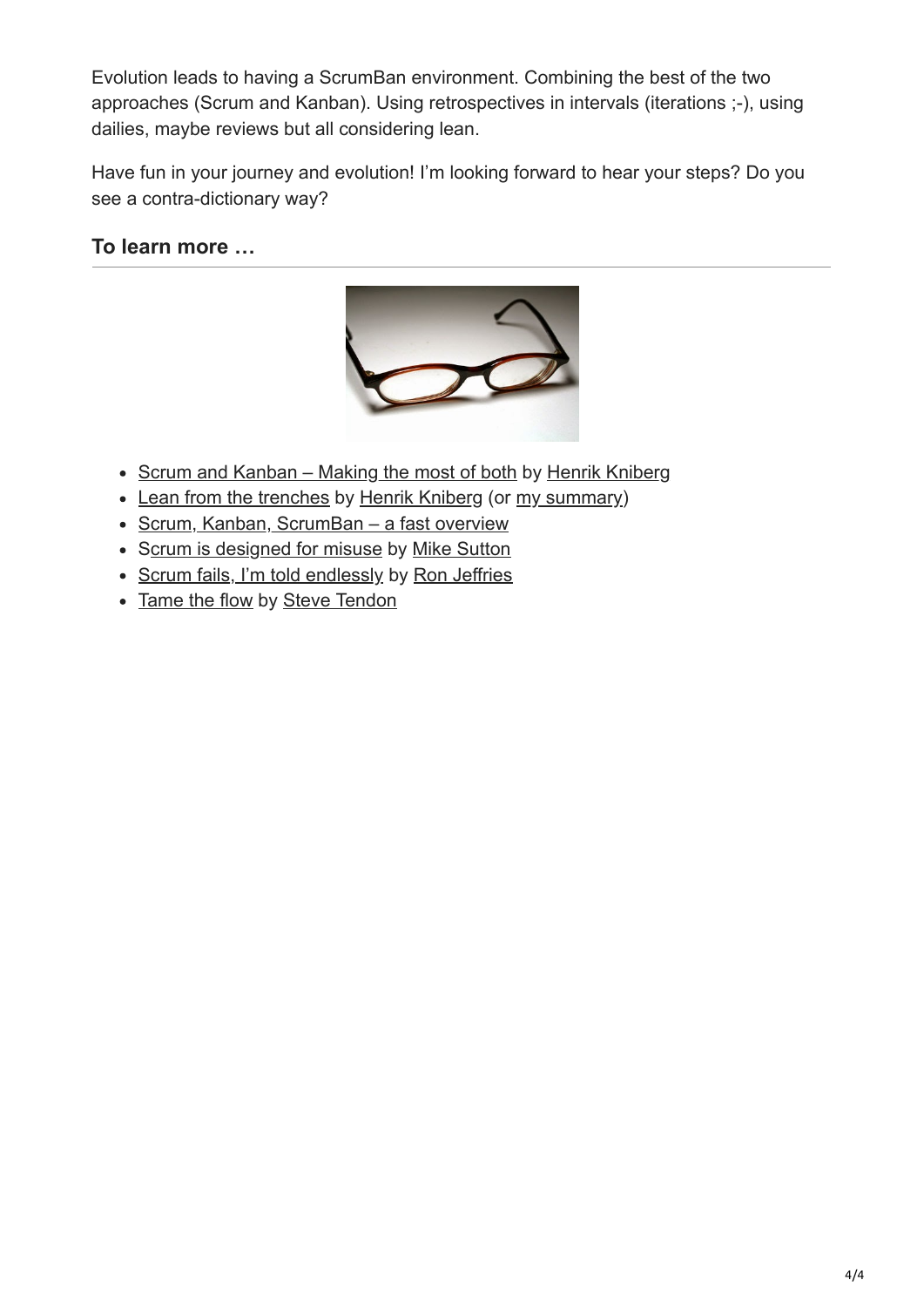Evolution leads to having a ScrumBan environment. Combining the best of the two approaches (Scrum and Kanban). Using retrospectives in intervals (iterations ;-), using dailies, maybe reviews but all considering lean.

Have fun in your journey and evolution! I'm looking forward to hear your steps? Do you see a contra-dictionary way?

### To learn more …

- Scrum and Kanban – Making the most of both by Henrik Kniberg
- Lean from the trenches by Henrik Kniberg (or my summary)
- Scrum, Kanban, ScrumBan – a fast overview
- Scrum is designed for misuse by Mike Sutton
- Scrum fails, I'm told endlessly by Ron Jeffries
- Tame the flow by Steve Tendon